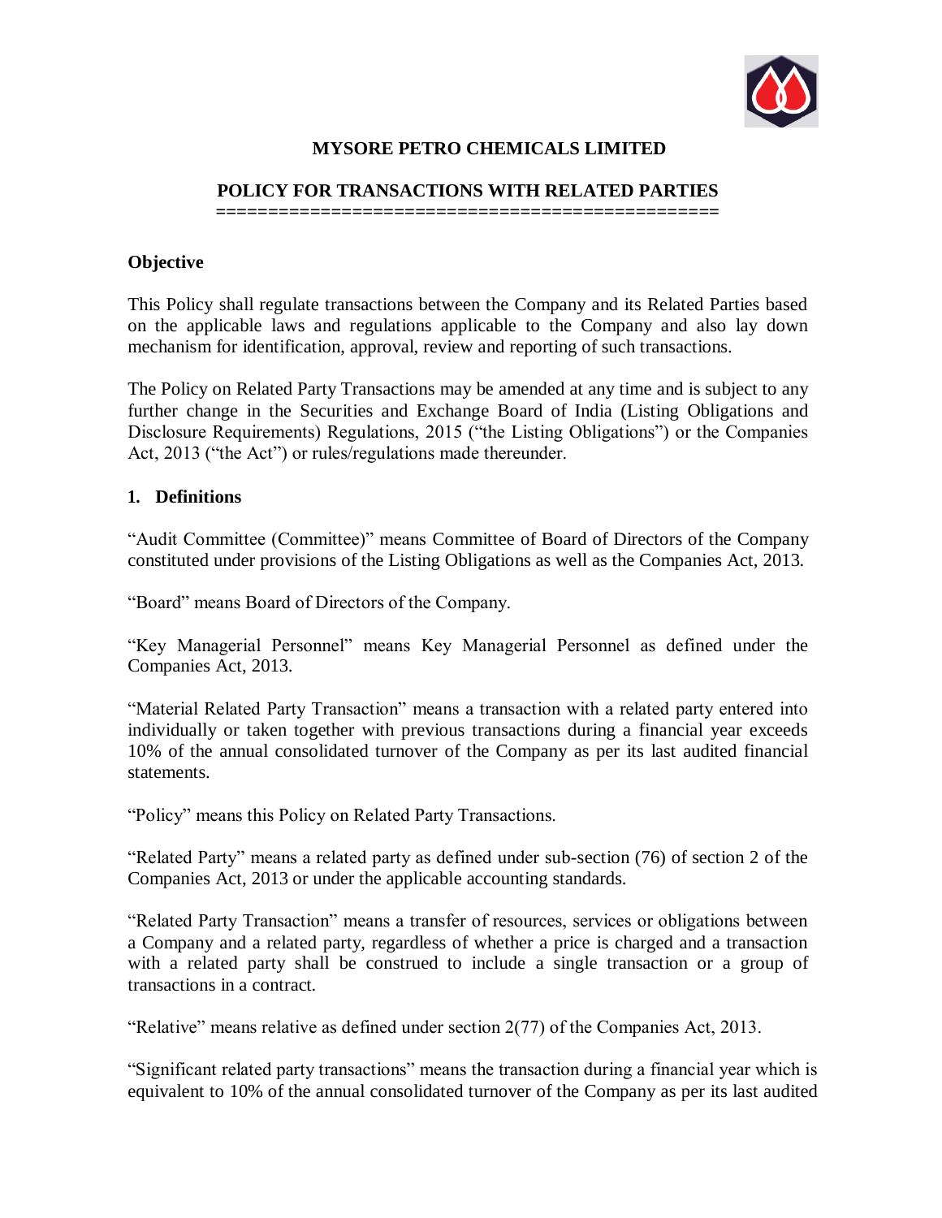# MYSORE PETRO CHEMICALS LIMITED

## POLICY FOR TRANSACTIONS WITH RELATED PARTIES

### Objective

This Policy shall regulate transactions between the Company and its Related Parties based on the applicable laws and regulations applicable to the Company and also lay down mechanism for identification, approval, review and reporting of such transactions.

The Policy on Related Party Transactions may be amended at any time and is subject to any further change in the Securities and Exchange Board of India (Listing Obligations and Disclosure Requirements) Regulations, 2015 ("the Listing Obligations") or the Companies Act, 2013 ("the Act") or rules/regulations made thereunder.

### 1. Definitions

"Audit Committee (Committee)" means Committee of Board of Directors of the Company constituted under provisions of the Listing Obligations as well as the Companies Act, 2013.

"Board" means Board of Directors of the Company.

"Key Managerial Personnel" means Key Managerial Personnel as defined under the Companies Act, 2013.

"Material Related Party Transaction" means a transaction with a related party entered into individually or taken together with previous transactions during a financial year exceeds 10% of the annual consolidated turnover of the Company as per its last audited financial statements.

"Policy" means this Policy on Related Party Transactions.

"Related Party" means a related party as defined under sub-section (76) of section 2 of the Companies Act, 2013 or under the applicable accounting standards.

"Related Party Transaction" means a transfer of resources, services or obligations between a Company and a related party, regardless of whether a price is charged and a transaction with a related party shall be construed to include a single transaction or a group of transactions in a contract.

"Relative" means relative as defined under section 2(77) of the Companies Act, 2013.

"Significant related party transactions" means the transaction during a financial year which is equivalent to 10% of the annual consolidated turnover of the Company as per its last audited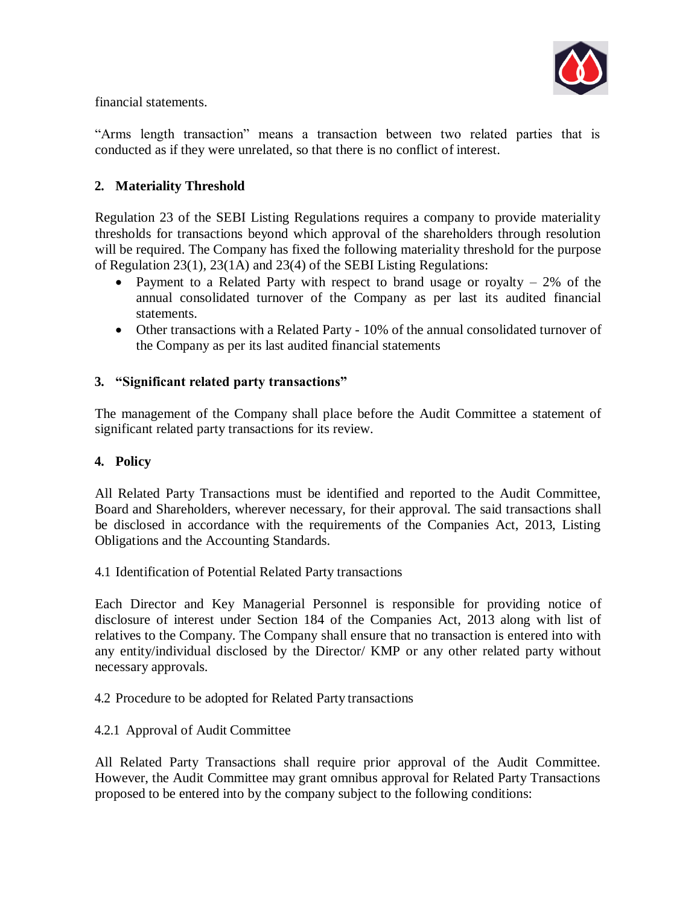financial statements.

"Arms length transaction" means a transaction between two related parties that is conducted as if they were unrelated, so that there is no conflict of interest.

## 2. Materiality Threshold

Regulation 23 of the SEBI Listing Regulations requires a company to provide materiality thresholds for transactions beyond which approval of the shareholders through resolution will be required. The Company has fixed the following materiality threshold for the purpose of Regulation 23(1), 23(1A) and 23(4) of the SEBI Listing Regulations:

- Payment to a Related Party with respect to brand usage or royalty – 2% of the annual consolidated turnover of the Company as per last its audited financial statements.
- Other transactions with a Related Party - 10% of the annual consolidated turnover of the Company as per its last audited financial statements

## 3. "Significant related party transactions"

The management of the Company shall place before the Audit Committee a statement of significant related party transactions for its review.

## 4. Policy

All Related Party Transactions must be identified and reported to the Audit Committee, Board and Shareholders, wherever necessary, for their approval. The said transactions shall be disclosed in accordance with the requirements of the Companies Act, 2013, Listing Obligations and the Accounting Standards.

4.1 Identification of Potential Related Party transactions

Each Director and Key Managerial Personnel is responsible for providing notice of disclosure of interest under Section 184 of the Companies Act, 2013 along with list of relatives to the Company. The Company shall ensure that no transaction is entered into with any entity/individual disclosed by the Director/ KMP or any other related party without necessary approvals.

4.2 Procedure to be adopted for Related Party transactions

4.2.1 Approval of Audit Committee

All Related Party Transactions shall require prior approval of the Audit Committee. However, the Audit Committee may grant omnibus approval for Related Party Transactions proposed to be entered into by the company subject to the following conditions: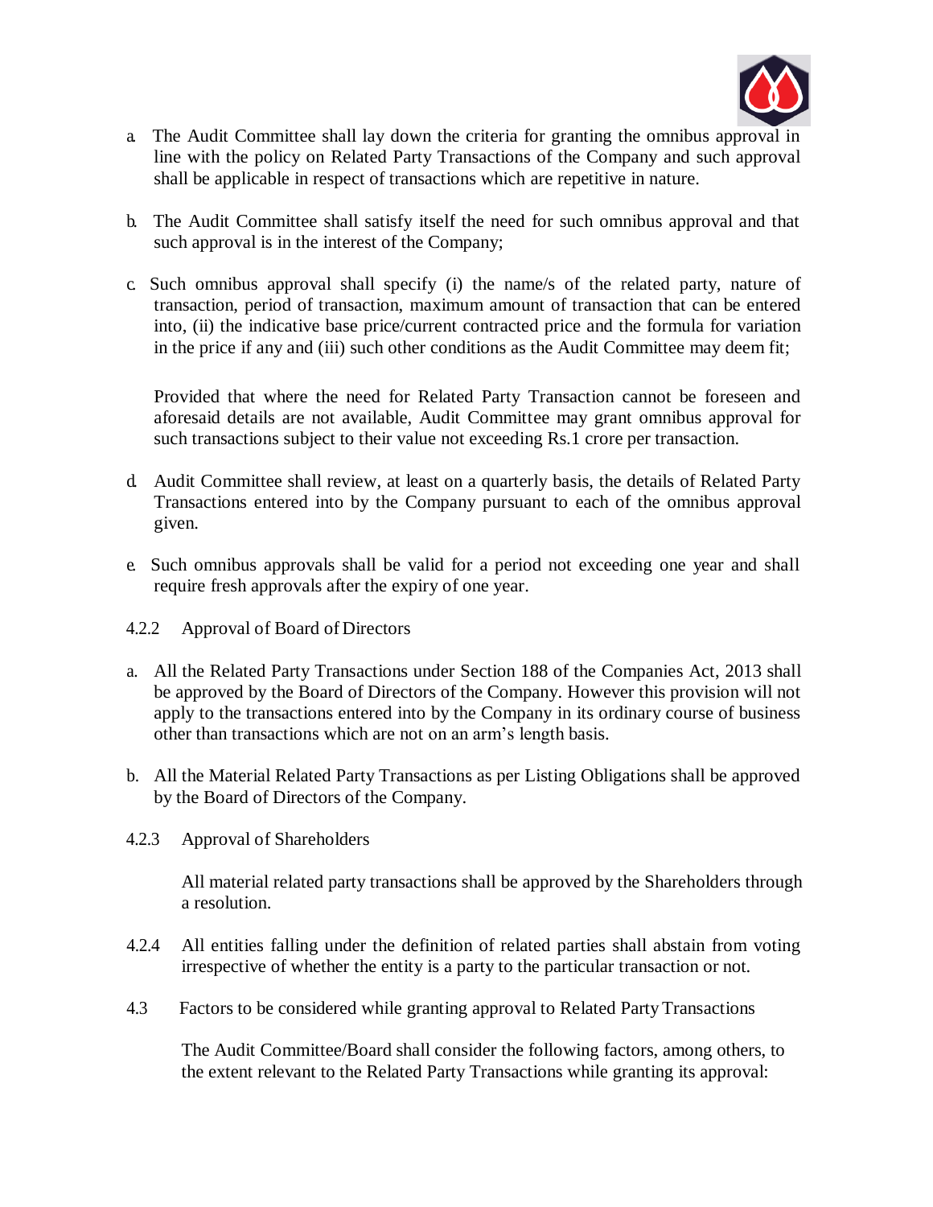a. The Audit Committee shall lay down the criteria for granting the omnibus approval in line with the policy on Related Party Transactions of the Company and such approval shall be applicable in respect of transactions which are repetitive in nature.

b. The Audit Committee shall satisfy itself the need for such omnibus approval and that such approval is in the interest of the Company;

c. Such omnibus approval shall specify (i) the name/s of the related party, nature of transaction, period of transaction, maximum amount of transaction that can be entered into, (ii) the indicative base price/current contracted price and the formula for variation in the price if any and (iii) such other conditions as the Audit Committee may deem fit;

   Provided that where the need for Related Party Transaction cannot be foreseen and aforesaid details are not available, Audit Committee may grant omnibus approval for such transactions subject to their value not exceeding Rs.1 crore per transaction.

d. Audit Committee shall review, at least on a quarterly basis, the details of Related Party Transactions entered into by the Company pursuant to each of the omnibus approval given.

e. Such omnibus approvals shall be valid for a period not exceeding one year and shall require fresh approvals after the expiry of one year.

4.2.2 Approval of Board of Directors

a. All the Related Party Transactions under Section 188 of the Companies Act, 2013 shall be approved by the Board of Directors of the Company. However this provision will not apply to the transactions entered into by the Company in its ordinary course of business other than transactions which are not on an arm's length basis.

b. All the Material Related Party Transactions as per Listing Obligations shall be approved by the Board of Directors of the Company.

4.2.3 Approval of Shareholders

All material related party transactions shall be approved by the Shareholders through a resolution.

4.2.4 All entities falling under the definition of related parties shall abstain from voting irrespective of whether the entity is a party to the particular transaction or not.

4.3 Factors to be considered while granting approval to Related Party Transactions

The Audit Committee/Board shall consider the following factors, among others, to the extent relevant to the Related Party Transactions while granting its approval: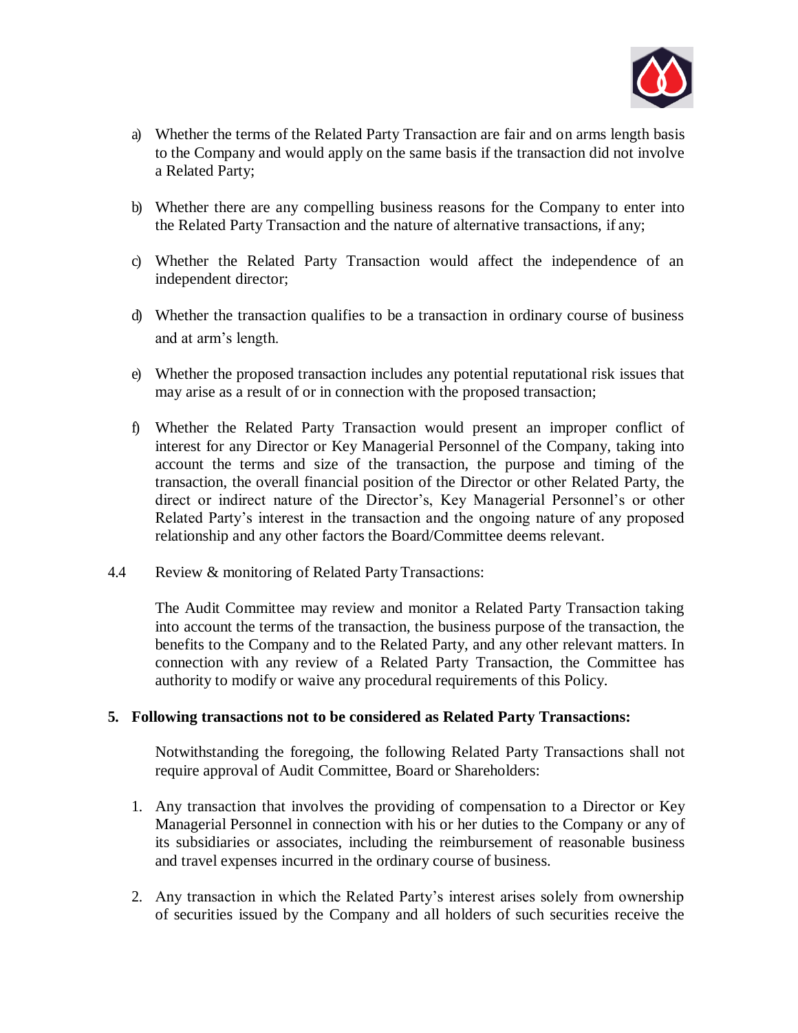a) Whether the terms of the Related Party Transaction are fair and on arms length basis to the Company and would apply on the same basis if the transaction did not involve a Related Party;

b) Whether there are any compelling business reasons for the Company to enter into the Related Party Transaction and the nature of alternative transactions, if any;

c) Whether the Related Party Transaction would affect the independence of an independent director;

d) Whether the transaction qualifies to be a transaction in ordinary course of business and at arm's length.

e) Whether the proposed transaction includes any potential reputational risk issues that may arise as a result of or in connection with the proposed transaction;

f) Whether the Related Party Transaction would present an improper conflict of interest for any Director or Key Managerial Personnel of the Company, taking into account the terms and size of the transaction, the purpose and timing of the transaction, the overall financial position of the Director or other Related Party, the direct or indirect nature of the Director's, Key Managerial Personnel's or other Related Party's interest in the transaction and the ongoing nature of any proposed relationship and any other factors the Board/Committee deems relevant.

4.4 Review & monitoring of Related Party Transactions:

The Audit Committee may review and monitor a Related Party Transaction taking into account the terms of the transaction, the business purpose of the transaction, the benefits to the Company and to the Related Party, and any other relevant matters. In connection with any review of a Related Party Transaction, the Committee has authority to modify or waive any procedural requirements of this Policy.

**5. Following transactions not to be considered as Related Party Transactions:**

Notwithstanding the foregoing, the following Related Party Transactions shall not require approval of Audit Committee, Board or Shareholders:

1. Any transaction that involves the providing of compensation to a Director or Key Managerial Personnel in connection with his or her duties to the Company or any of its subsidiaries or associates, including the reimbursement of reasonable business and travel expenses incurred in the ordinary course of business.

2. Any transaction in which the Related Party's interest arises solely from ownership of securities issued by the Company and all holders of such securities receive the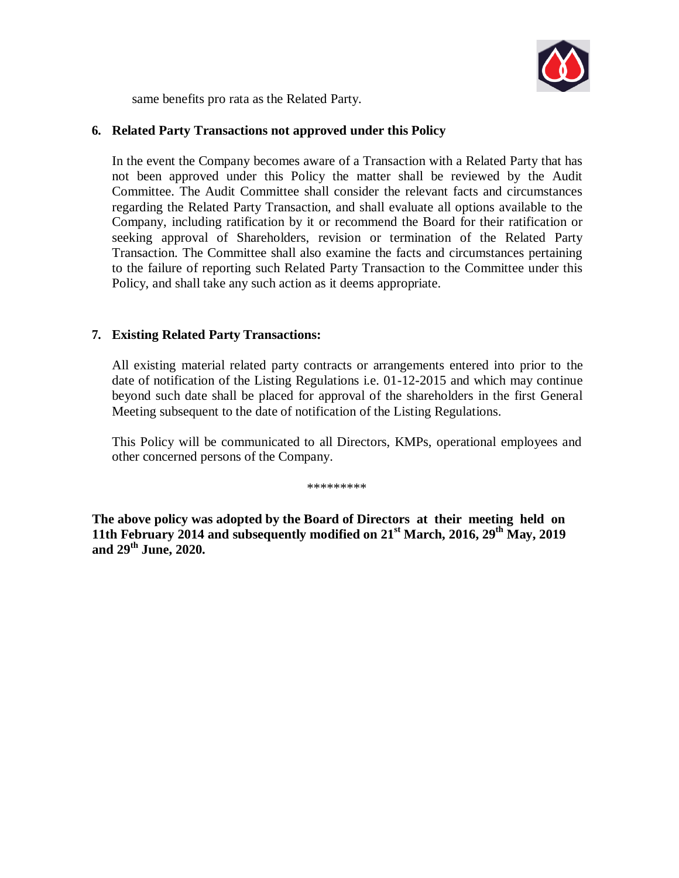same benefits pro rata as the Related Party.

## 6. Related Party Transactions not approved under this Policy

In the event the Company becomes aware of a Transaction with a Related Party that has not been approved under this Policy the matter shall be reviewed by the Audit Committee. The Audit Committee shall consider the relevant facts and circumstances regarding the Related Party Transaction, and shall evaluate all options available to the Company, including ratification by it or recommend the Board for their ratification or seeking approval of Shareholders, revision or termination of the Related Party Transaction. The Committee shall also examine the facts and circumstances pertaining to the failure of reporting such Related Party Transaction to the Committee under this Policy, and shall take any such action as it deems appropriate.

## 7. Existing Related Party Transactions:

All existing material related party contracts or arrangements entered into prior to the date of notification of the Listing Regulations i.e. 01-12-2015 and which may continue beyond such date shall be placed for approval of the shareholders in the first General Meeting subsequent to the date of notification of the Listing Regulations.

This Policy will be communicated to all Directors, KMPs, operational employees and other concerned persons of the Company.

*********

**The above policy was adopted by the Board of Directors at their meeting held on 11th February 2014 and subsequently modified on 21st March, 2016, 29th May, 2019 and 29th June, 2020.**